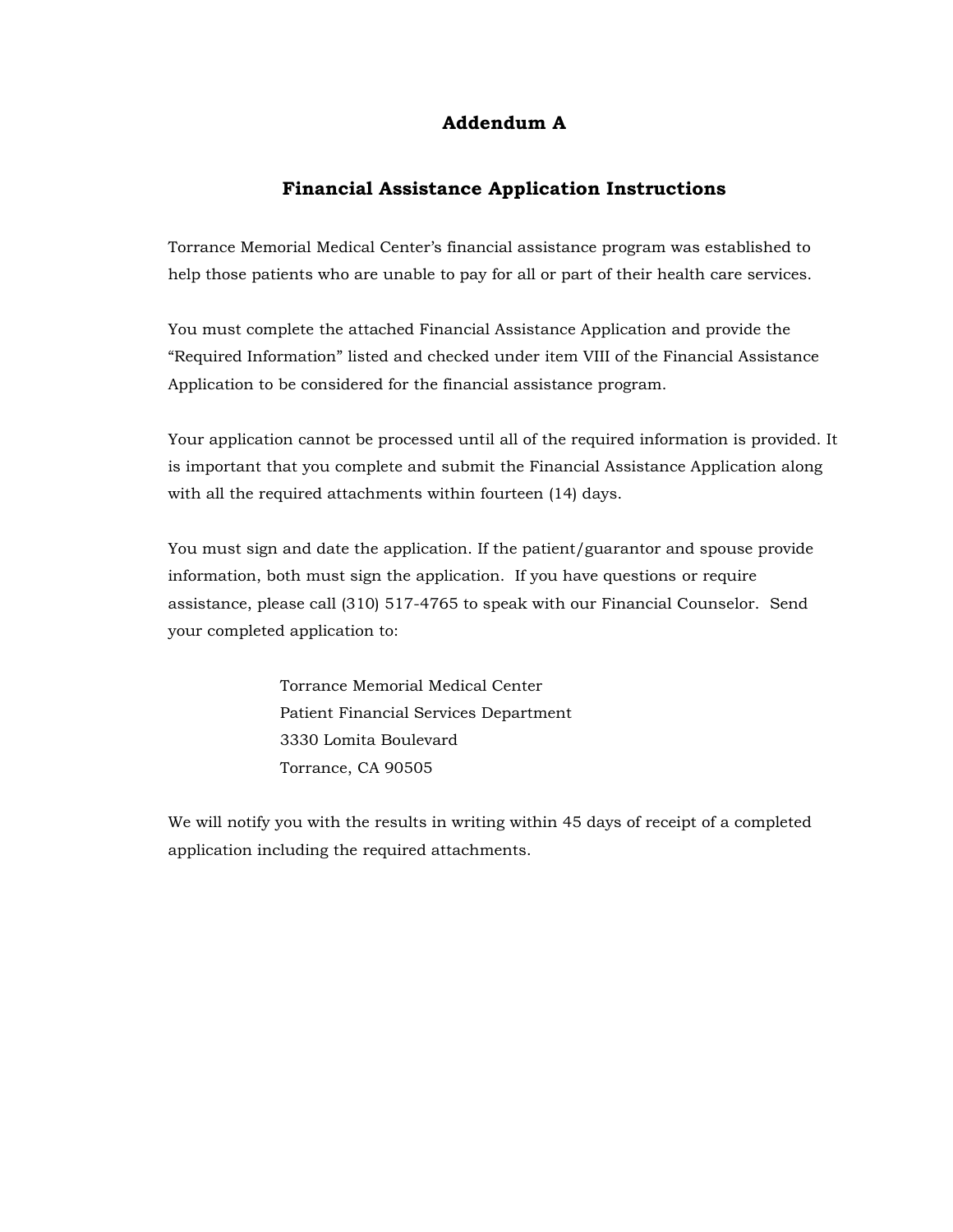# Addendum A

## Financial Assistance Application Instructions

Torrance Memorial Medical Center's financial assistance program was established to help those patients who are unable to pay for all or part of their health care services.

You must complete the attached Financial Assistance Application and provide the "Required Information" listed and checked under item VIII of the Financial Assistance Application to be considered for the financial assistance program.

Your application cannot be processed until all of the required information is provided. It is important that you complete and submit the Financial Assistance Application along with all the required attachments within fourteen (14) days.

You must sign and date the application. If the patient/guarantor and spouse provide information, both must sign the application. If you have questions or require assistance, please call (310) 517-4765 to speak with our Financial Counselor. Send your completed application to:

> Torrance Memorial Medical Center
> Patient Financial Services Department
> 3330 Lomita Boulevard
> Torrance, CA 90505

We will notify you with the results in writing within 45 days of receipt of a completed application including the required attachments.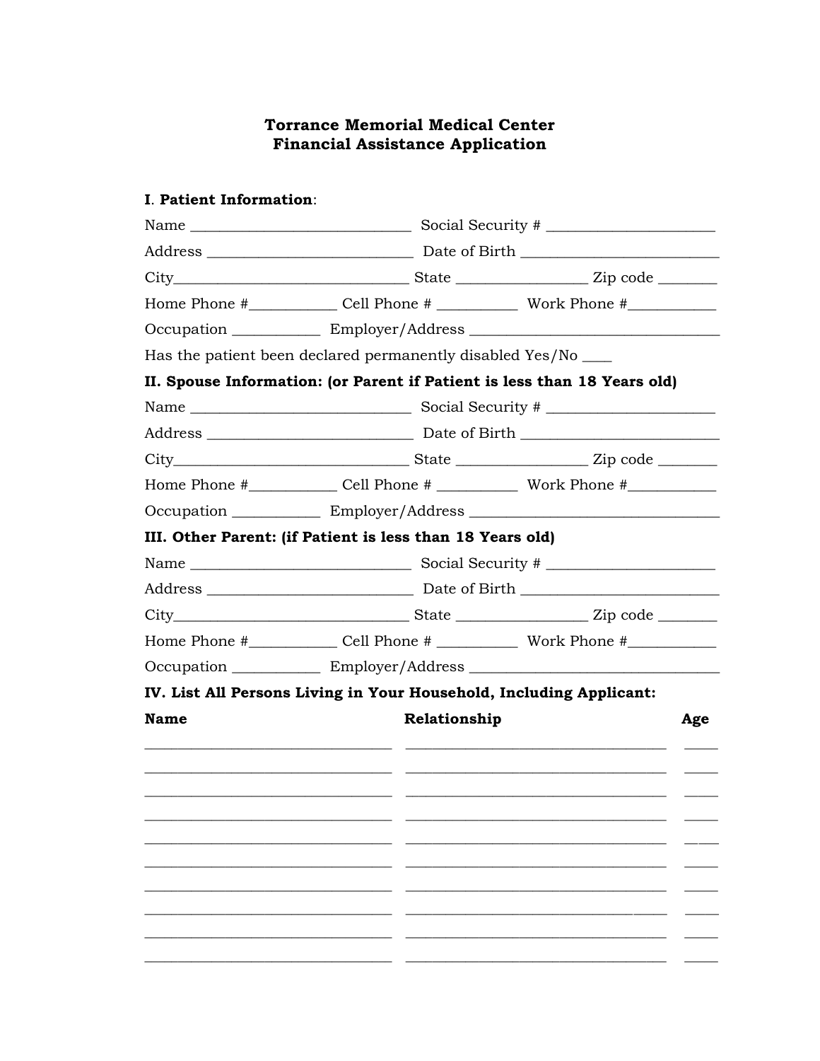# Torrance Memorial Medical Center
# Financial Assistance Application

**I**. **Patient Information**:

Name ____________________________ Social Security # _____________________

Address __________________________ Date of Birth _________________________

City______________________________ State ________________ Zip code _______

Home Phone #___________ Cell Phone # __________ Work Phone #___________

Occupation ___________ Employer/Address ________________________________

Has the patient been declared permanently disabled Yes/No ____

**II. Spouse Information: (or Parent if Patient is less than 18 Years old)**

Name ____________________________ Social Security # _____________________

Address __________________________ Date of Birth _________________________

City______________________________ State ________________ Zip code _______

Home Phone #___________ Cell Phone # __________ Work Phone #___________

Occupation ___________ Employer/Address ________________________________

**III. Other Parent: (if Patient is less than 18 Years old)**

Name ____________________________ Social Security # _____________________

Address __________________________ Date of Birth _________________________

City______________________________ State ________________ Zip code _______

Home Phone #___________ Cell Phone # __________ Work Phone #___________

Occupation ___________ Employer/Address ________________________________

**IV. List All Persons Living in Your Household, Including Applicant:**

| Name | Relationship | Age |
|---|---|---|
| | | |
| | | |
| | | |
| | | |
| | | |
| | | |
| | | |
| | | |
| | | |
| | | |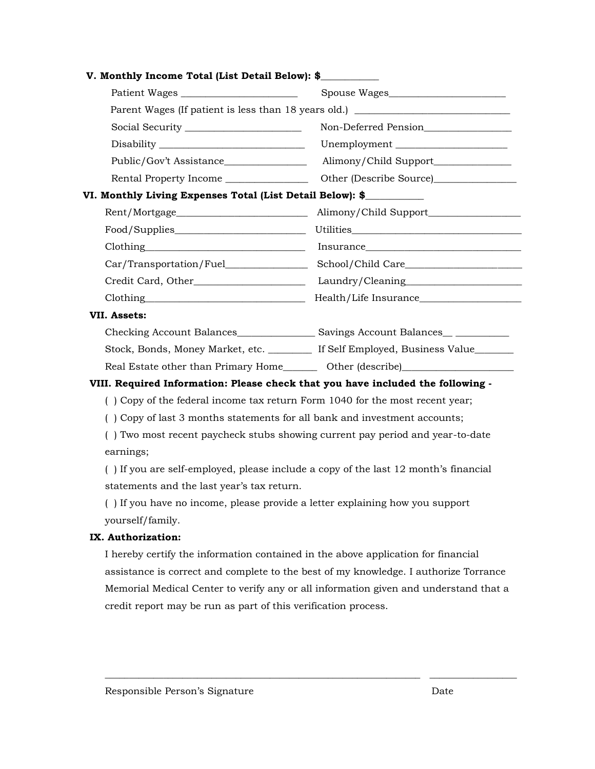**V. Monthly Income Total (List Detail Below): $___________**

Patient Wages _______________________ Spouse Wages_______________________

Parent Wages (If patient is less than 18 years old.) _______________________________

Social Security _______________________ Non-Deferred Pension_________________

Disability _____________________________ Unemployment ______________________

Public/Gov't Assistance________________ Alimony/Child Support_______________

Rental Property Income ________________ Other (Describe Source)________________

**VI. Monthly Living Expenses Total (List Detail Below): $___________**

Rent/Mortgage__________________________ Alimony/Child Support__________________

Food/Supplies__________________________ Utilities__________________________________

Clothing_______________________________ Insurance_______________________________

Car/Transportation/Fuel________________ School/Child Care_______________________

Credit Card, Other_____________________ Laundry/Cleaning_______________________

Clothing_______________________________ Health/Life Insurance____________________

**VII. Assets:**

Checking Account Balances_______________ Savings Account Balances__ __________

Stock, Bonds, Money Market, etc. ________ If Self Employed, Business Value_______

Real Estate other than Primary Home_______ Other (describe)______________________

**VIII. Required Information: Please check that you have included the following -**

( ) Copy of the federal income tax return Form 1040 for the most recent year;

( ) Copy of last 3 months statements for all bank and investment accounts;

( ) Two most recent paycheck stubs showing current pay period and year-to-date earnings;

( ) If you are self-employed, please include a copy of the last 12 month's financial statements and the last year's tax return.

( ) If you have no income, please provide a letter explaining how you support yourself/family.

**IX. Authorization:**

I hereby certify the information contained in the above application for financial assistance is correct and complete to the best of my knowledge. I authorize Torrance Memorial Medical Center to verify any or all information given and understand that a credit report may be run as part of this verification process.

_____________________________________________________________ _________________

Responsible Person's Signature Date